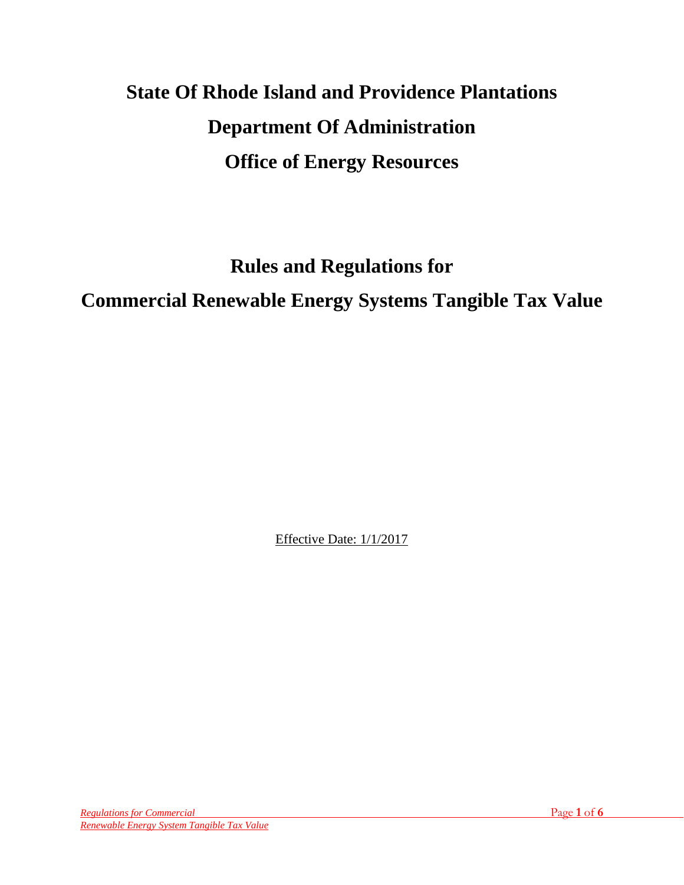# State Of Rhode Island and Providence Plantations

# Department Of Administration

# Office of Energy Resources

## Rules and Regulations for

## Commercial Renewable Energy Systems Tangible Tax Value

Effective Date: 1/1/2017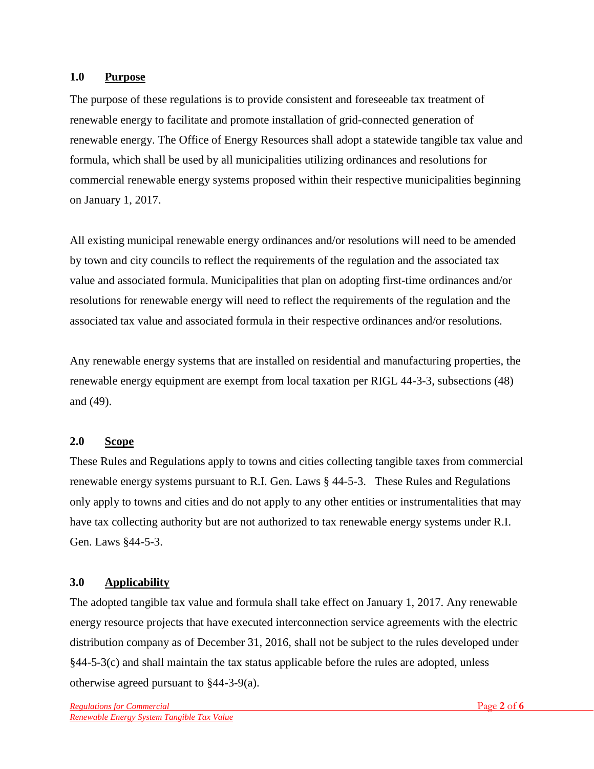## 1.0 Purpose

The purpose of these regulations is to provide consistent and foreseeable tax treatment of renewable energy to facilitate and promote installation of grid-connected generation of renewable energy. The Office of Energy Resources shall adopt a statewide tangible tax value and formula, which shall be used by all municipalities utilizing ordinances and resolutions for commercial renewable energy systems proposed within their respective municipalities beginning on January 1, 2017.

All existing municipal renewable energy ordinances and/or resolutions will need to be amended by town and city councils to reflect the requirements of the regulation and the associated tax value and associated formula. Municipalities that plan on adopting first-time ordinances and/or resolutions for renewable energy will need to reflect the requirements of the regulation and the associated tax value and associated formula in their respective ordinances and/or resolutions.

Any renewable energy systems that are installed on residential and manufacturing properties, the renewable energy equipment are exempt from local taxation per RIGL 44-3-3, subsections (48) and (49).

## 2.0 Scope

These Rules and Regulations apply to towns and cities collecting tangible taxes from commercial renewable energy systems pursuant to R.I. Gen. Laws § 44-5-3. These Rules and Regulations only apply to towns and cities and do not apply to any other entities or instrumentalities that may have tax collecting authority but are not authorized to tax renewable energy systems under R.I. Gen. Laws §44-5-3.

## 3.0 Applicability

The adopted tangible tax value and formula shall take effect on January 1, 2017. Any renewable energy resource projects that have executed interconnection service agreements with the electric distribution company as of December 31, 2016, shall not be subject to the rules developed under §44-5-3(c) and shall maintain the tax status applicable before the rules are adopted, unless otherwise agreed pursuant to §44-3-9(a).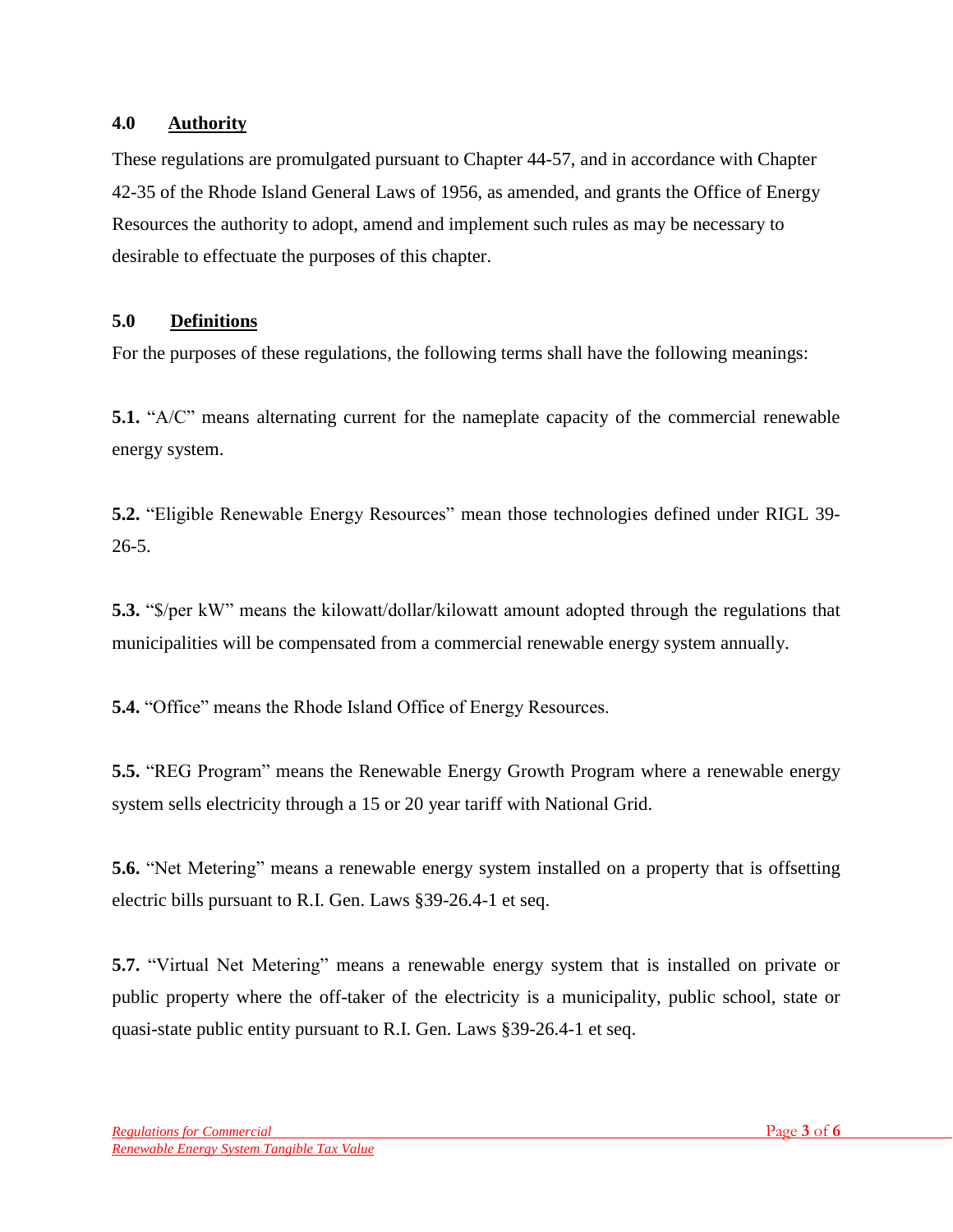## 4.0 Authority

These regulations are promulgated pursuant to Chapter 44-57, and in accordance with Chapter 42-35 of the Rhode Island General Laws of 1956, as amended, and grants the Office of Energy Resources the authority to adopt, amend and implement such rules as may be necessary to desirable to effectuate the purposes of this chapter.

## 5.0 Definitions

For the purposes of these regulations, the following terms shall have the following meanings:

**5.1.** "A/C" means alternating current for the nameplate capacity of the commercial renewable energy system.

**5.2.** "Eligible Renewable Energy Resources" mean those technologies defined under RIGL 39-26-5.

**5.3.** "$/per kW" means the kilowatt/dollar/kilowatt amount adopted through the regulations that municipalities will be compensated from a commercial renewable energy system annually.

**5.4.** "Office" means the Rhode Island Office of Energy Resources.

**5.5.** "REG Program" means the Renewable Energy Growth Program where a renewable energy system sells electricity through a 15 or 20 year tariff with National Grid.

**5.6.** "Net Metering" means a renewable energy system installed on a property that is offsetting electric bills pursuant to R.I. Gen. Laws §39-26.4-1 et seq.

**5.7.** "Virtual Net Metering" means a renewable energy system that is installed on private or public property where the off-taker of the electricity is a municipality, public school, state or quasi-state public entity pursuant to R.I. Gen. Laws §39-26.4-1 et seq.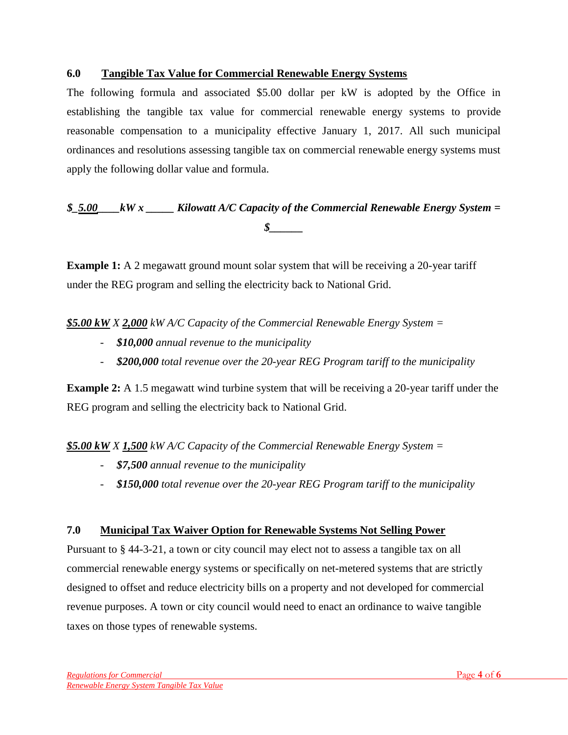## 6.0 Tangible Tax Value for Commercial Renewable Energy Systems

The following formula and associated $5.00 dollar per kW is adopted by the Office in establishing the tangible tax value for commercial renewable energy systems to provide reasonable compensation to a municipality effective January 1, 2017. All such municipal ordinances and resolutions assessing tangible tax on commercial renewable energy systems must apply the following dollar value and formula.

***$_5.00____kW x _____ Kilowatt A/C Capacity of the Commercial Renewable Energy System = $______***

**Example 1:** A 2 megawatt ground mount solar system that will be receiving a 20-year tariff under the REG program and selling the electricity back to National Grid.

***$5.00 kW*** *X* ***2,000*** *kW A/C Capacity of the Commercial Renewable Energy System =*

- ***$10,000*** *annual revenue to the municipality*
- ***$200,000*** *total revenue over the 20-year REG Program tariff to the municipality*

**Example 2:** A 1.5 megawatt wind turbine system that will be receiving a 20-year tariff under the REG program and selling the electricity back to National Grid.

***$5.00 kW*** *X* ***1,500*** *kW A/C Capacity of the Commercial Renewable Energy System =*

- ***$7,500*** *annual revenue to the municipality*
- ***$150,000*** *total revenue over the 20-year REG Program tariff to the municipality*

## 7.0 Municipal Tax Waiver Option for Renewable Systems Not Selling Power

Pursuant to § 44-3-21, a town or city council may elect not to assess a tangible tax on all commercial renewable energy systems or specifically on net-metered systems that are strictly designed to offset and reduce electricity bills on a property and not developed for commercial revenue purposes. A town or city council would need to enact an ordinance to waive tangible taxes on those types of renewable systems.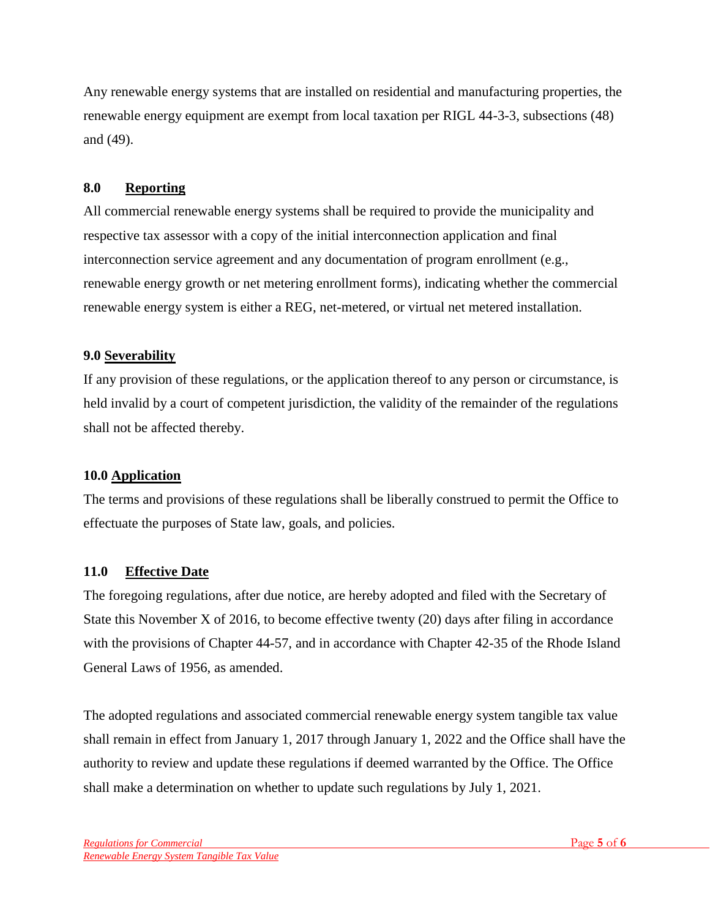Any renewable energy systems that are installed on residential and manufacturing properties, the renewable energy equipment are exempt from local taxation per RIGL 44-3-3, subsections (48) and (49).

## 8.0 Reporting

All commercial renewable energy systems shall be required to provide the municipality and respective tax assessor with a copy of the initial interconnection application and final interconnection service agreement and any documentation of program enrollment (e.g., renewable energy growth or net metering enrollment forms), indicating whether the commercial renewable energy system is either a REG, net-metered, or virtual net metered installation.

## 9.0 Severability

If any provision of these regulations, or the application thereof to any person or circumstance, is held invalid by a court of competent jurisdiction, the validity of the remainder of the regulations shall not be affected thereby.

## 10.0 Application

The terms and provisions of these regulations shall be liberally construed to permit the Office to effectuate the purposes of State law, goals, and policies.

## 11.0 Effective Date

The foregoing regulations, after due notice, are hereby adopted and filed with the Secretary of State this November X of 2016, to become effective twenty (20) days after filing in accordance with the provisions of Chapter 44-57, and in accordance with Chapter 42-35 of the Rhode Island General Laws of 1956, as amended.

The adopted regulations and associated commercial renewable energy system tangible tax value shall remain in effect from January 1, 2017 through January 1, 2022 and the Office shall have the authority to review and update these regulations if deemed warranted by the Office. The Office shall make a determination on whether to update such regulations by July 1, 2021.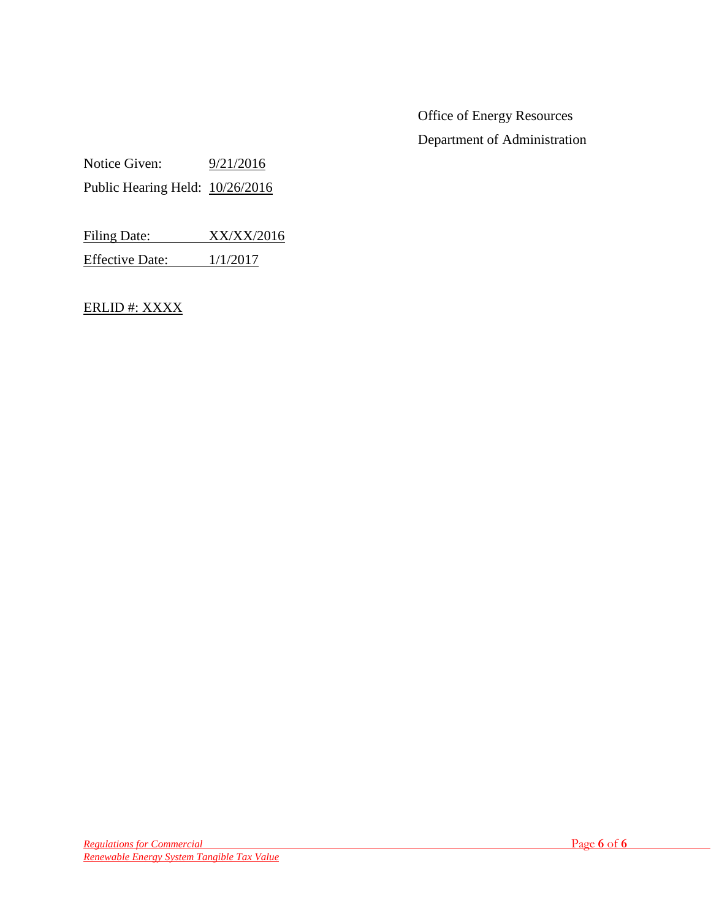Office of Energy Resources

Department of Administration

Notice Given: 9/21/2016

Public Hearing Held: 10/26/2016

Filing Date: XX/XX/2016

Effective Date: 1/1/2017

ERLID #: XXXX